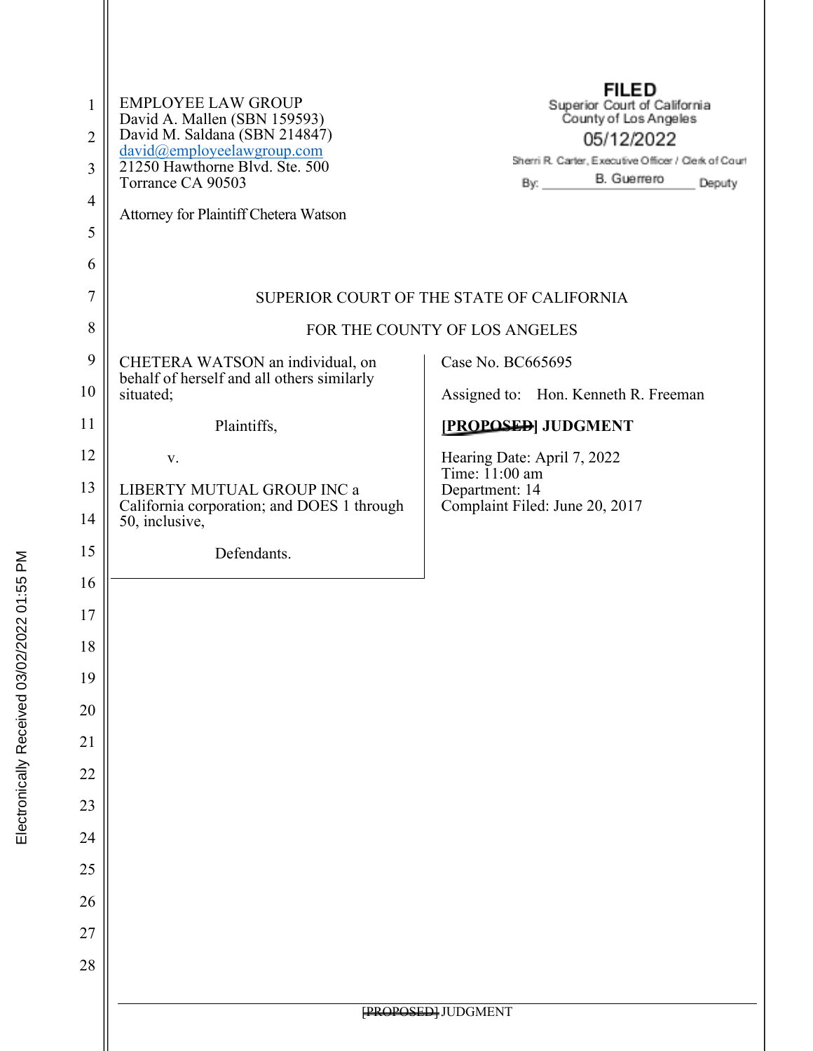EMPLOYEE LAW GROUP
David A. Mallen (SBN 159593)
David M. Saldana (SBN 214847)
david@employeelawgroup.com
21250 Hawthorne Blvd. Ste. 500
Torrance CA 90503

Attorney for Plaintiff Chetera Watson

**FILED**
Superior Court of California
County of Los Angeles
05/12/2022
Sherri R. Carter, Executive Officer / Clerk of Court
By: B. Guerrero Deputy

Electronically Received 03/02/2022 01:55 PM

SUPERIOR COURT OF THE STATE OF CALIFORNIA

FOR THE COUNTY OF LOS ANGELES

CHETERA WATSON an individual, on behalf of herself and all others similarly situated;

Plaintiffs,

v.

LIBERTY MUTUAL GROUP INC a California corporation; and DOES 1 through 50, inclusive,

Defendants.

Case No. BC665695

Assigned to: Hon. Kenneth R. Freeman

**~~[PROPOSED]~~ JUDGMENT**

Hearing Date: April 7, 2022
Time: 11:00 am
Department: 14
Complaint Filed: June 20, 2017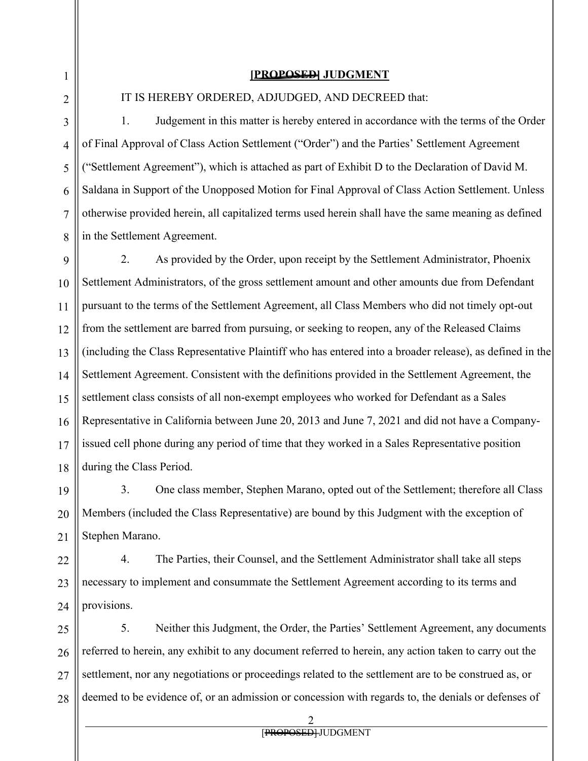# [~~PROPOSED~~] JUDGMENT

IT IS HEREBY ORDERED, ADJUDGED, AND DECREED that:

1. Judgement in this matter is hereby entered in accordance with the terms of the Order of Final Approval of Class Action Settlement ("Order") and the Parties' Settlement Agreement ("Settlement Agreement"), which is attached as part of Exhibit D to the Declaration of David M. Saldana in Support of the Unopposed Motion for Final Approval of Class Action Settlement. Unless otherwise provided herein, all capitalized terms used herein shall have the same meaning as defined in the Settlement Agreement.

2. As provided by the Order, upon receipt by the Settlement Administrator, Phoenix Settlement Administrators, of the gross settlement amount and other amounts due from Defendant pursuant to the terms of the Settlement Agreement, all Class Members who did not timely opt-out from the settlement are barred from pursuing, or seeking to reopen, any of the Released Claims (including the Class Representative Plaintiff who has entered into a broader release), as defined in the Settlement Agreement. Consistent with the definitions provided in the Settlement Agreement, the settlement class consists of all non-exempt employees who worked for Defendant as a Sales Representative in California between June 20, 2013 and June 7, 2021 and did not have a Company-issued cell phone during any period of time that they worked in a Sales Representative position during the Class Period.

3. One class member, Stephen Marano, opted out of the Settlement; therefore all Class Members (included the Class Representative) are bound by this Judgment with the exception of Stephen Marano.

4. The Parties, their Counsel, and the Settlement Administrator shall take all steps necessary to implement and consummate the Settlement Agreement according to its terms and provisions.

5. Neither this Judgment, the Order, the Parties' Settlement Agreement, any documents referred to herein, any exhibit to any document referred to herein, any action taken to carry out the settlement, nor any negotiations or proceedings related to the settlement are to be construed as, or deemed to be evidence of, or an admission or concession with regards to, the denials or defenses of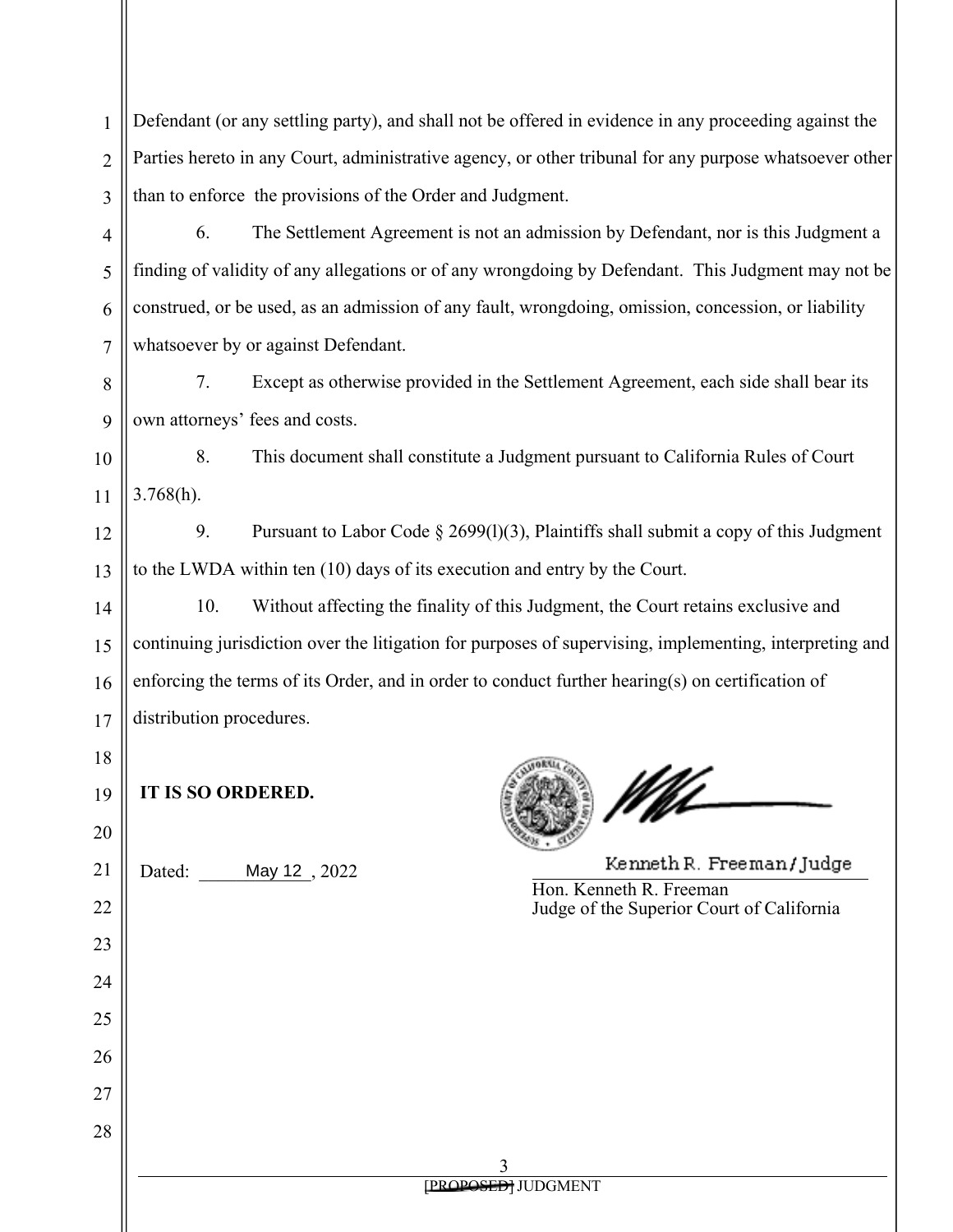Defendant (or any settling party), and shall not be offered in evidence in any proceeding against the Parties hereto in any Court, administrative agency, or other tribunal for any purpose whatsoever other than to enforce the provisions of the Order and Judgment.

6. The Settlement Agreement is not an admission by Defendant, nor is this Judgment a finding of validity of any allegations or of any wrongdoing by Defendant. This Judgment may not be construed, or be used, as an admission of any fault, wrongdoing, omission, concession, or liability whatsoever by or against Defendant.

7. Except as otherwise provided in the Settlement Agreement, each side shall bear its own attorneys' fees and costs.

8. This document shall constitute a Judgment pursuant to California Rules of Court 3.768(h).

9. Pursuant to Labor Code § 2699(l)(3), Plaintiffs shall submit a copy of this Judgment to the LWDA within ten (10) days of its execution and entry by the Court.

10. Without affecting the finality of this Judgment, the Court retains exclusive and continuing jurisdiction over the litigation for purposes of supervising, implementing, interpreting and enforcing the terms of its Order, and in order to conduct further hearing(s) on certification of distribution procedures.

**IT IS SO ORDERED.**

Dated: May 12, 2022

Kenneth R. Freeman / Judge

Hon. Kenneth R. Freeman
Judge of the Superior Court of California

~~[PROPOSED]~~ JUDGMENT